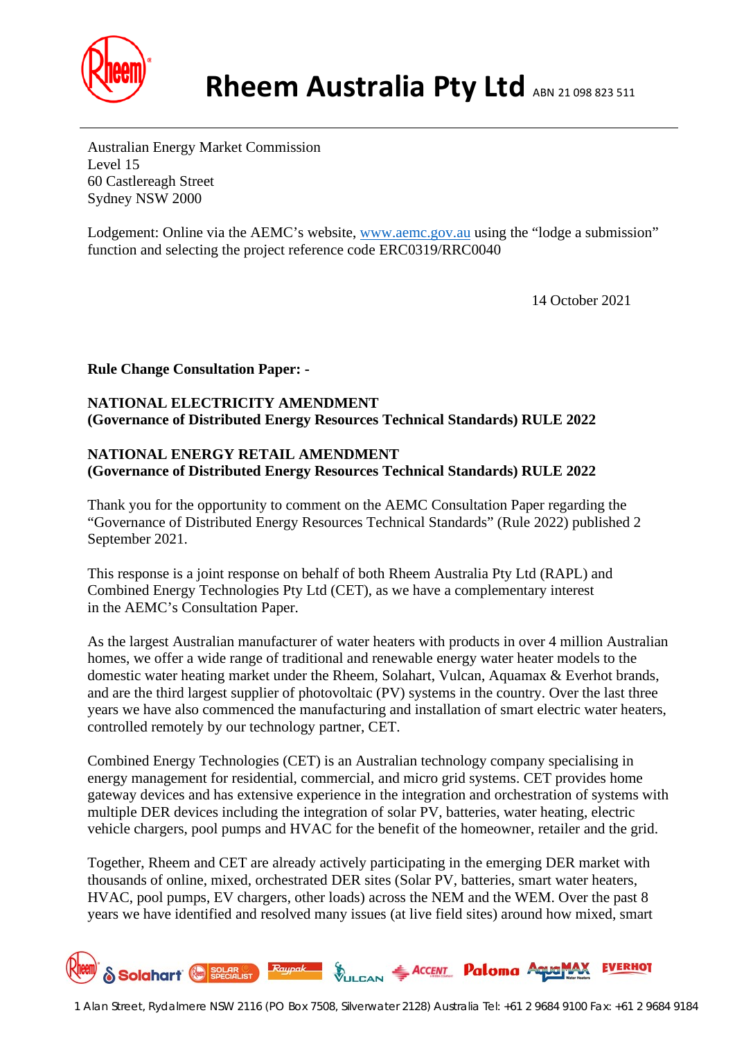# Rheem Australia Pty Ltd ABN 21 098 823 511

Australian Energy Market Commission
Level 15
60 Castlereagh Street
Sydney NSW 2000

Lodgement: Online via the AEMC's website, www.aemc.gov.au using the "lodge a submission" function and selecting the project reference code ERC0319/RRC0040

14 October 2021

**Rule Change Consultation Paper: -**

**NATIONAL ELECTRICITY AMENDMENT**
**(Governance of Distributed Energy Resources Technical Standards) RULE 2022**

**NATIONAL ENERGY RETAIL AMENDMENT**
**(Governance of Distributed Energy Resources Technical Standards) RULE 2022**

Thank you for the opportunity to comment on the AEMC Consultation Paper regarding the "Governance of Distributed Energy Resources Technical Standards" (Rule 2022) published 2 September 2021.

This response is a joint response on behalf of both Rheem Australia Pty Ltd (RAPL) and Combined Energy Technologies Pty Ltd (CET), as we have a complementary interest in the AEMC's Consultation Paper.

As the largest Australian manufacturer of water heaters with products in over 4 million Australian homes, we offer a wide range of traditional and renewable energy water heater models to the domestic water heating market under the Rheem, Solahart, Vulcan, Aquamax & Everhot brands, and are the third largest supplier of photovoltaic (PV) systems in the country. Over the last three years we have also commenced the manufacturing and installation of smart electric water heaters, controlled remotely by our technology partner, CET.

Combined Energy Technologies (CET) is an Australian technology company specialising in energy management for residential, commercial, and micro grid systems. CET provides home gateway devices and has extensive experience in the integration and orchestration of systems with multiple DER devices including the integration of solar PV, batteries, water heating, electric vehicle chargers, pool pumps and HVAC for the benefit of the homeowner, retailer and the grid.

Together, Rheem and CET are already actively participating in the emerging DER market with thousands of online, mixed, orchestrated DER sites (Solar PV, batteries, smart water heaters, HVAC, pool pumps, EV chargers, other loads) across the NEM and the WEM. Over the past 8 years we have identified and resolved many issues (at live field sites) around how mixed, smart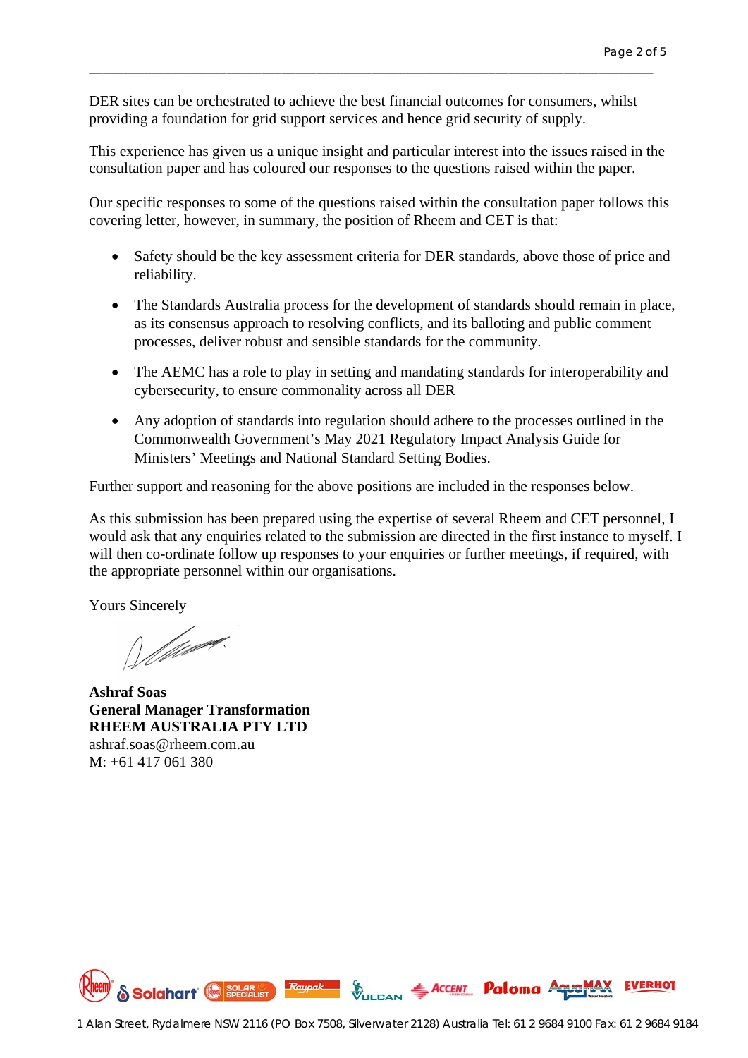DER sites can be orchestrated to achieve the best financial outcomes for consumers, whilst providing a foundation for grid support services and hence grid security of supply.

This experience has given us a unique insight and particular interest into the issues raised in the consultation paper and has coloured our responses to the questions raised within the paper.

Our specific responses to some of the questions raised within the consultation paper follows this covering letter, however, in summary, the position of Rheem and CET is that:

- Safety should be the key assessment criteria for DER standards, above those of price and reliability.
- The Standards Australia process for the development of standards should remain in place, as its consensus approach to resolving conflicts, and its balloting and public comment processes, deliver robust and sensible standards for the community.
- The AEMC has a role to play in setting and mandating standards for interoperability and cybersecurity, to ensure commonality across all DER
- Any adoption of standards into regulation should adhere to the processes outlined in the Commonwealth Government's May 2021 Regulatory Impact Analysis Guide for Ministers' Meetings and National Standard Setting Bodies.

Further support and reasoning for the above positions are included in the responses below.

As this submission has been prepared using the expertise of several Rheem and CET personnel, I would ask that any enquiries related to the submission are directed in the first instance to myself. I will then co-ordinate follow up responses to your enquiries or further meetings, if required, with the appropriate personnel within our organisations.

Yours Sincerely

**Ashraf Soas**
**General Manager Transformation**
**RHEEM AUSTRALIA PTY LTD**
ashraf.soas@rheem.com.au
M: +61 417 061 380

1 Alan Street, Rydalmere NSW 2116 (PO Box 7508, Silverwater 2128) Australia Tel: 61 2 9684 9100 Fax: 61 2 9684 9184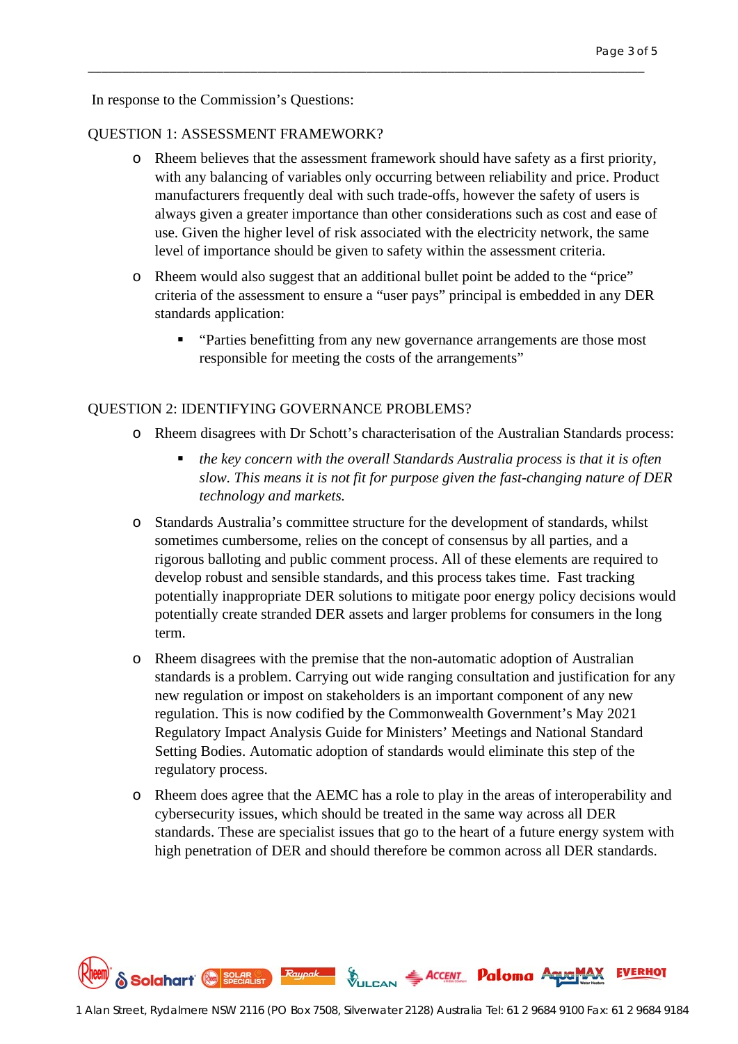In response to the Commission's Questions:

QUESTION 1: ASSESSMENT FRAMEWORK?

- Rheem believes that the assessment framework should have safety as a first priority, with any balancing of variables only occurring between reliability and price. Product manufacturers frequently deal with such trade-offs, however the safety of users is always given a greater importance than other considerations such as cost and ease of use. Given the higher level of risk associated with the electricity network, the same level of importance should be given to safety within the assessment criteria.
- Rheem would also suggest that an additional bullet point be added to the "price" criteria of the assessment to ensure a "user pays" principal is embedded in any DER standards application:
  - "Parties benefitting from any new governance arrangements are those most responsible for meeting the costs of the arrangements"

QUESTION 2: IDENTIFYING GOVERNANCE PROBLEMS?

- Rheem disagrees with Dr Schott's characterisation of the Australian Standards process:
  - *the key concern with the overall Standards Australia process is that it is often slow. This means it is not fit for purpose given the fast-changing nature of DER technology and markets.*
- Standards Australia's committee structure for the development of standards, whilst sometimes cumbersome, relies on the concept of consensus by all parties, and a rigorous balloting and public comment process. All of these elements are required to develop robust and sensible standards, and this process takes time. Fast tracking potentially inappropriate DER solutions to mitigate poor energy policy decisions would potentially create stranded DER assets and larger problems for consumers in the long term.
- Rheem disagrees with the premise that the non-automatic adoption of Australian standards is a problem. Carrying out wide ranging consultation and justification for any new regulation or impost on stakeholders is an important component of any new regulation. This is now codified by the Commonwealth Government's May 2021 Regulatory Impact Analysis Guide for Ministers' Meetings and National Standard Setting Bodies. Automatic adoption of standards would eliminate this step of the regulatory process.
- Rheem does agree that the AEMC has a role to play in the areas of interoperability and cybersecurity issues, which should be treated in the same way across all DER standards. These are specialist issues that go to the heart of a future energy system with high penetration of DER and should therefore be common across all DER standards.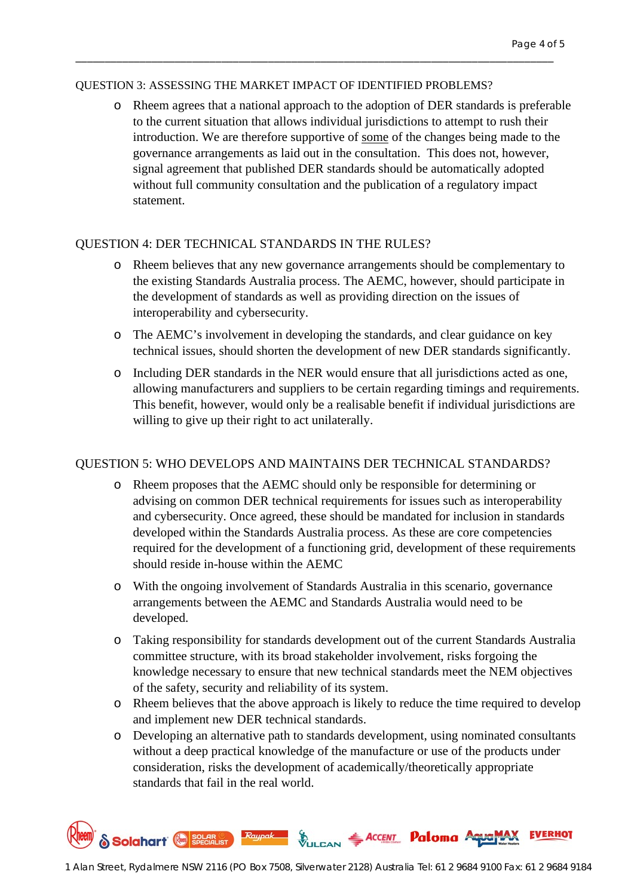QUESTION 3: ASSESSING THE MARKET IMPACT OF IDENTIFIED PROBLEMS?

- Rheem agrees that a national approach to the adoption of DER standards is preferable to the current situation that allows individual jurisdictions to attempt to rush their introduction. We are therefore supportive of <u>some</u> of the changes being made to the governance arrangements as laid out in the consultation. This does not, however, signal agreement that published DER standards should be automatically adopted without full community consultation and the publication of a regulatory impact statement.

QUESTION 4: DER TECHNICAL STANDARDS IN THE RULES?

- Rheem believes that any new governance arrangements should be complementary to the existing Standards Australia process. The AEMC, however, should participate in the development of standards as well as providing direction on the issues of interoperability and cybersecurity.
- The AEMC's involvement in developing the standards, and clear guidance on key technical issues, should shorten the development of new DER standards significantly.
- Including DER standards in the NER would ensure that all jurisdictions acted as one, allowing manufacturers and suppliers to be certain regarding timings and requirements. This benefit, however, would only be a realisable benefit if individual jurisdictions are willing to give up their right to act unilaterally.

QUESTION 5: WHO DEVELOPS AND MAINTAINS DER TECHNICAL STANDARDS?

- Rheem proposes that the AEMC should only be responsible for determining or advising on common DER technical requirements for issues such as interoperability and cybersecurity. Once agreed, these should be mandated for inclusion in standards developed within the Standards Australia process. As these are core competencies required for the development of a functioning grid, development of these requirements should reside in-house within the AEMC
- With the ongoing involvement of Standards Australia in this scenario, governance arrangements between the AEMC and Standards Australia would need to be developed.
- Taking responsibility for standards development out of the current Standards Australia committee structure, with its broad stakeholder involvement, risks forgoing the knowledge necessary to ensure that new technical standards meet the NEM objectives of the safety, security and reliability of its system.
- Rheem believes that the above approach is likely to reduce the time required to develop and implement new DER technical standards.
- Developing an alternative path to standards development, using nominated consultants without a deep practical knowledge of the manufacture or use of the products under consideration, risks the development of academically/theoretically appropriate standards that fail in the real world.

1 Alan Street, Rydalmere NSW 2116 (PO Box 7508, Silverwater 2128) Australia Tel: 61 2 9684 9100 Fax: 61 2 9684 9184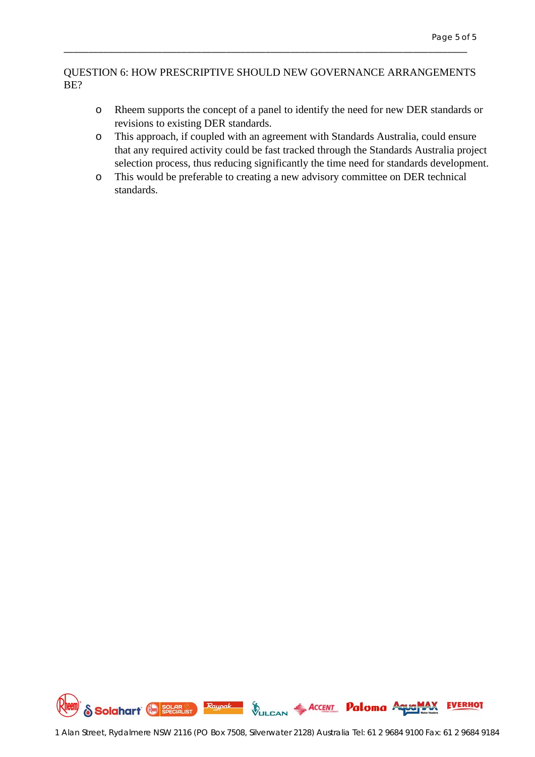QUESTION 6: HOW PRESCRIPTIVE SHOULD NEW GOVERNANCE ARRANGEMENTS BE?

- Rheem supports the concept of a panel to identify the need for new DER standards or revisions to existing DER standards.
- This approach, if coupled with an agreement with Standards Australia, could ensure that any required activity could be fast tracked through the Standards Australia project selection process, thus reducing significantly the time need for standards development.
- This would be preferable to creating a new advisory committee on DER technical standards.